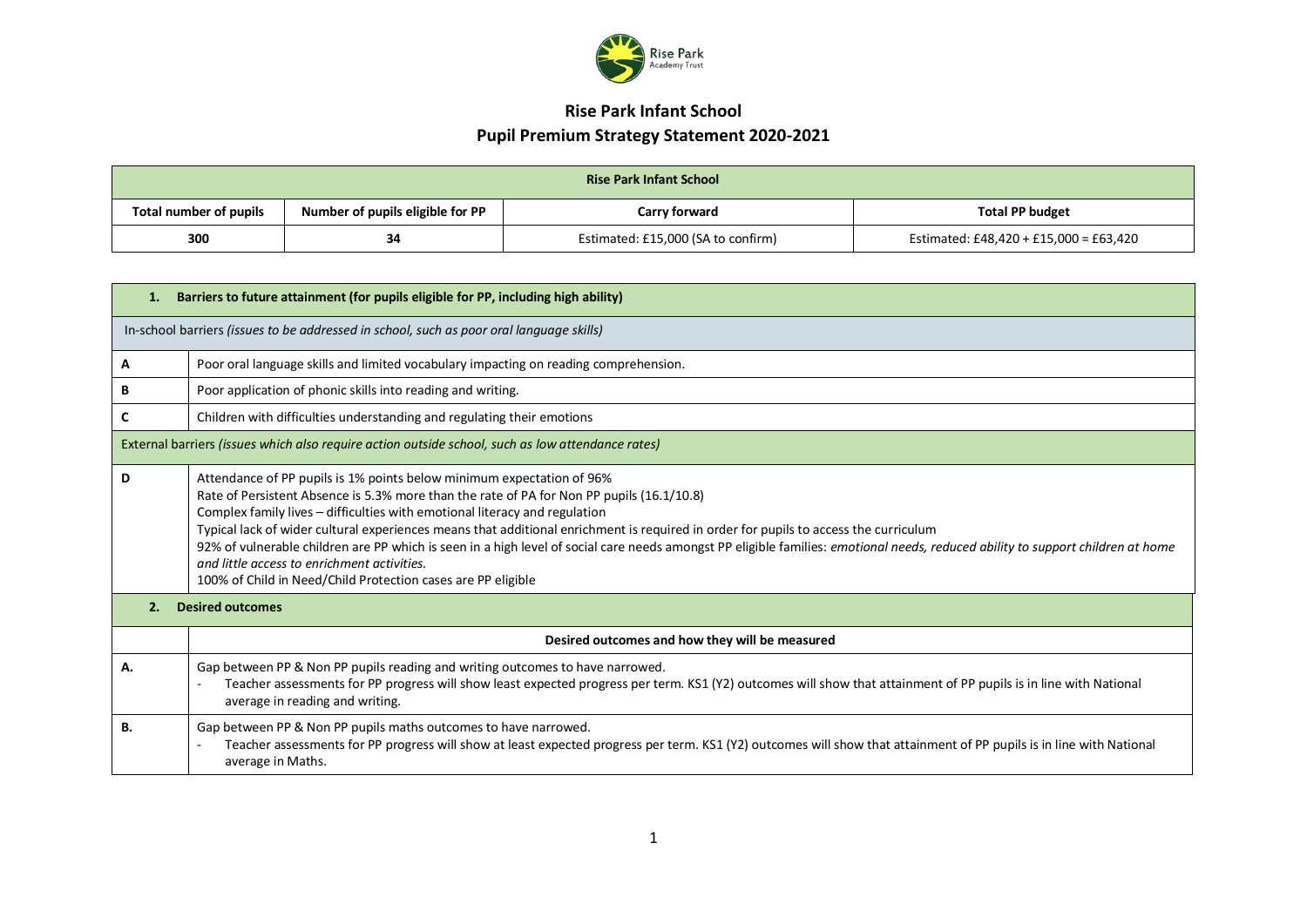# Rise Park Infant School

## Pupil Premium Strategy Statement 2020-2021

| Rise Park Infant School | | | |
|---|---|---|---|
| **Total number of pupils** | **Number of pupils eligible for PP** | **Carry forward** | **Total PP budget** |
| **300** | **34** | Estimated: £15,000 (SA to confirm) | Estimated: £48,420 + £15,000 = £63,420 |

| **1. Barriers to future attainment (for pupils eligible for PP, including high ability)** | |
|---|---|
| In-school barriers *(issues to be addressed in school, such as poor oral language skills)* | |
| **A** | Poor oral language skills and limited vocabulary impacting on reading comprehension. |
| **B** | Poor application of phonic skills into reading and writing. |
| **C** | Children with difficulties understanding and regulating their emotions |
| External barriers *(issues which also require action outside school, such as low attendance rates)* | |
| **D** | Attendance of PP pupils is 1% points below minimum expectation of 96%<br>Rate of Persistent Absence is 5.3% more than the rate of PA for Non PP pupils (16.1/10.8)<br>Complex family lives – difficulties with emotional literacy and regulation<br>Typical lack of wider cultural experiences means that additional enrichment is required in order for pupils to access the curriculum<br>92% of vulnerable children are PP which is seen in a high level of social care needs amongst PP eligible families: *emotional needs, reduced ability to support children at home and little access to enrichment activities.*<br>100% of Child in Need/Child Protection cases are PP eligible |
| **2. Desired outcomes** | |
| | **Desired outcomes and how they will be measured** |
| **A.** | Gap between PP & Non PP pupils reading and writing outcomes to have narrowed.<br>- Teacher assessments for PP progress will show least expected progress per term. KS1 (Y2) outcomes will show that attainment of PP pupils is in line with National average in reading and writing. |
| **B.** | Gap between PP & Non PP pupils maths outcomes to have narrowed.<br>- Teacher assessments for PP progress will show at least expected progress per term. KS1 (Y2) outcomes will show that attainment of PP pupils is in line with National average in Maths. |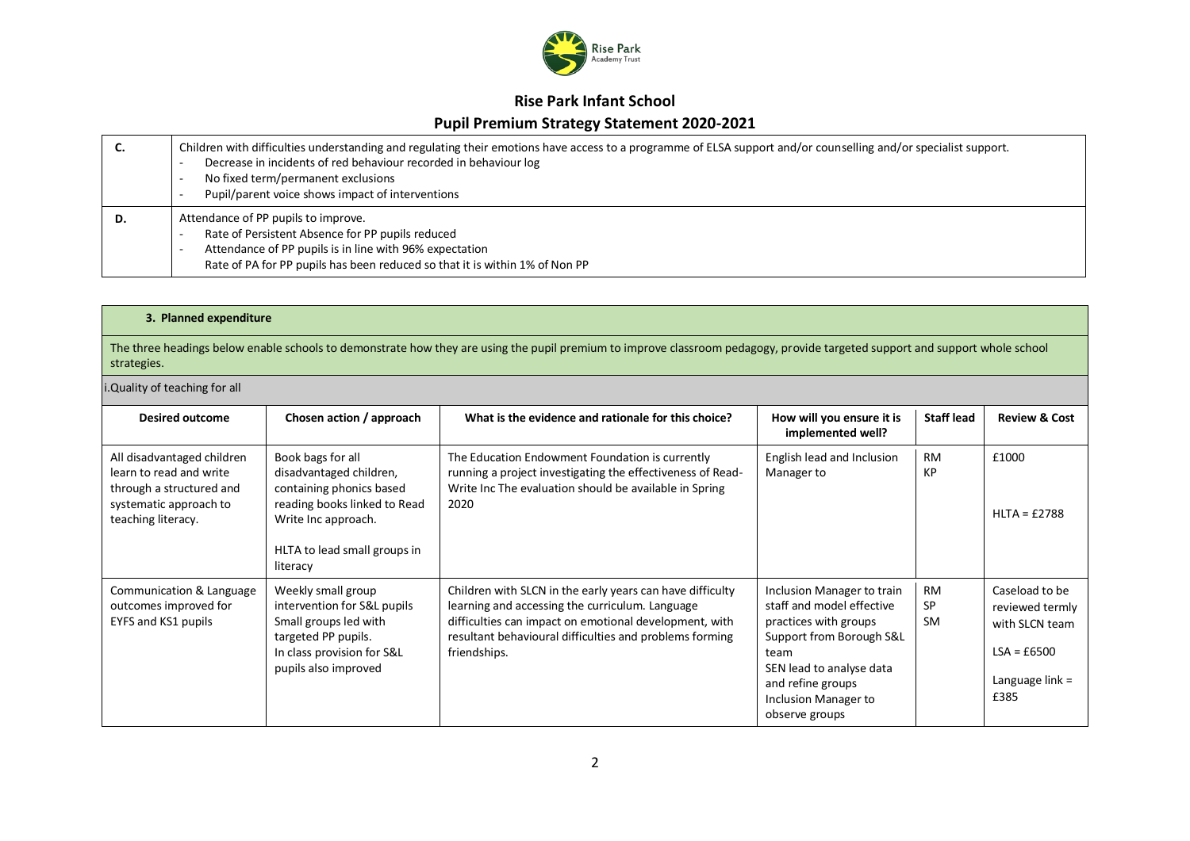| C. | Children with difficulties understanding and regulating their emotions have access to a programme of ELSA support and/or counselling and/or specialist support.<br>- Decrease in incidents of red behaviour recorded in behaviour log<br>- No fixed term/permanent exclusions<br>- Pupil/parent voice shows impact of interventions |
|---|---|
| D. | Attendance of PP pupils to improve.<br>- Rate of Persistent Absence for PP pupils reduced<br>- Attendance of PP pupils is in line with 96% expectation<br>Rate of PA for PP pupils has been reduced so that it is within 1% of Non PP |

**3. Planned expenditure**

The three headings below enable schools to demonstrate how they are using the pupil premium to improve classroom pedagogy, provide targeted support and support whole school strategies.

i.Quality of teaching for all

| Desired outcome | Chosen action / approach | What is the evidence and rationale for this choice? | How will you ensure it is implemented well? | Staff lead | Review & Cost |
|---|---|---|---|---|---|
| All disadvantaged children learn to read and write through a structured and systematic approach to teaching literacy. | Book bags for all disadvantaged children, containing phonics based reading books linked to Read Write Inc approach.<br><br>HLTA to lead small groups in literacy | The Education Endowment Foundation is currently running a project investigating the effectiveness of Read-Write Inc The evaluation should be available in Spring 2020 | English lead and Inclusion Manager to | RM<br>KP | £1000<br><br>HLTA = £2788 |
| Communication & Language outcomes improved for EYFS and KS1 pupils | Weekly small group intervention for S&L pupils<br>Small groups led with targeted PP pupils.<br>In class provision for S&L pupils also improved | Children with SLCN in the early years can have difficulty learning and accessing the curriculum. Language difficulties can impact on emotional development, with resultant behavioural difficulties and problems forming friendships. | Inclusion Manager to train staff and model effective practices with groups<br>Support from Borough S&L team<br>SEN lead to analyse data and refine groups<br>Inclusion Manager to observe groups | RM<br>SP<br>SM | Caseload to be reviewed termly with SLCN team<br><br>LSA = £6500<br><br>Language link = £385 |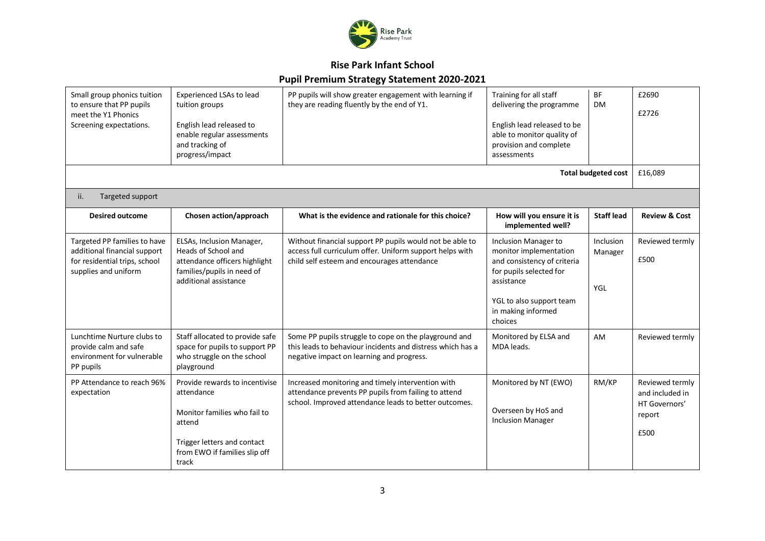# Rise Park Infant School

## Pupil Premium Strategy Statement 2020-2021

| | | | | | |
|---|---|---|---|---|---|
| Small group phonics tuition to ensure that PP pupils meet the Y1 Phonics Screening expectations. | Experienced LSAs to lead tuition groups<br><br>English lead released to enable regular assessments and tracking of progress/impact | PP pupils will show greater engagement with learning if they are reading fluently by the end of Y1. | Training for all staff delivering the programme<br><br>English lead released to be able to monitor quality of provision and complete assessments | BF<br>DM | £2690<br><br>£2726 |
| | | | | **Total budgeted cost** | £16,089 |

ii. Targeted support

| Desired outcome | Chosen action/approach | What is the evidence and rationale for this choice? | How will you ensure it is implemented well? | Staff lead | Review & Cost |
|---|---|---|---|---|---|
| Targeted PP families to have additional financial support for residential trips, school supplies and uniform | ELSAs, Inclusion Manager, Heads of School and attendance officers highlight families/pupils in need of additional assistance | Without financial support PP pupils would not be able to access full curriculum offer. Uniform support helps with child self esteem and encourages attendance | Inclusion Manager to monitor implementation and consistency of criteria for pupils selected for assistance<br><br>YGL to also support team in making informed choices | Inclusion Manager<br><br>YGL | Reviewed termly<br><br>£500 |
| Lunchtime Nurture clubs to provide calm and safe environment for vulnerable PP pupils | Staff allocated to provide safe space for pupils to support PP who struggle on the school playground | Some PP pupils struggle to cope on the playground and this leads to behaviour incidents and distress which has a negative impact on learning and progress. | Monitored by ELSA and MDA leads. | AM | Reviewed termly |
| PP Attendance to reach 96% expectation | Provide rewards to incentivise attendance<br><br>Monitor families who fail to attend<br><br>Trigger letters and contact from EWO if families slip off track | Increased monitoring and timely intervention with attendance prevents PP pupils from failing to attend school. Improved attendance leads to better outcomes. | Monitored by NT (EWO)<br><br>Overseen by HoS and Inclusion Manager | RM/KP | Reviewed termly and included in HT Governors' report<br><br>£500 |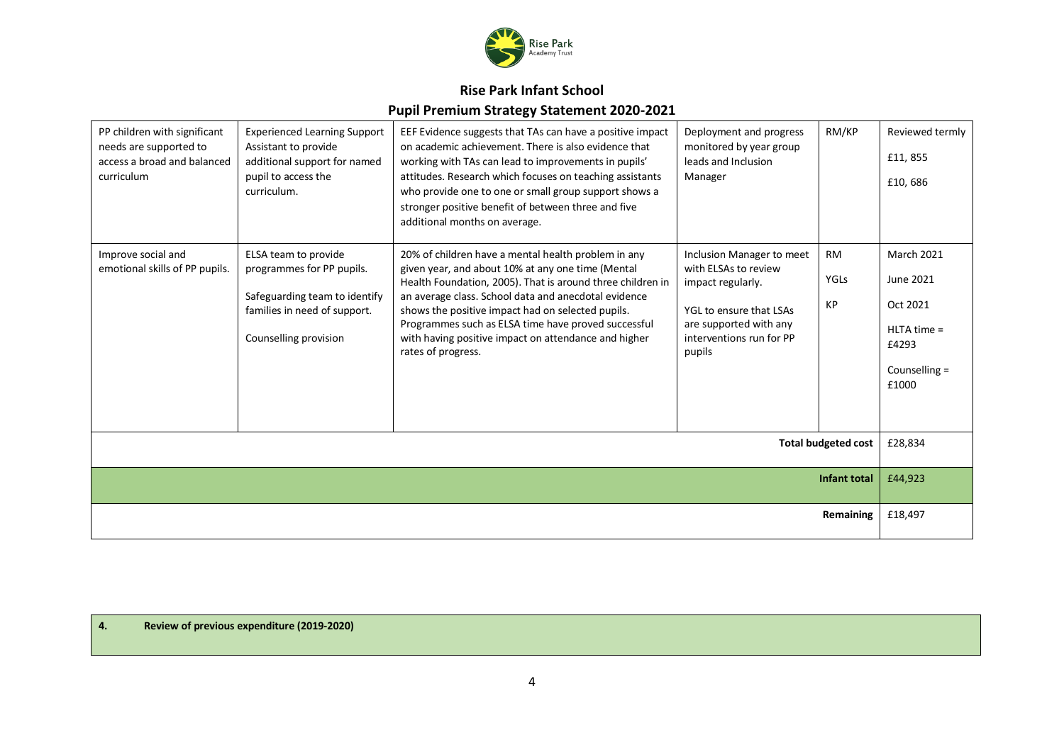# Rise Park Infant School

## Pupil Premium Strategy Statement 2020-2021

| | | | | | |
|---|---|---|---|---|---|
| PP children with significant needs are supported to access a broad and balanced curriculum | Experienced Learning Support Assistant to provide additional support for named pupil to access the curriculum. | EEF Evidence suggests that TAs can have a positive impact on academic achievement. There is also evidence that working with TAs can lead to improvements in pupils' attitudes. Research which focuses on teaching assistants who provide one to one or small group support shows a stronger positive benefit of between three and five additional months on average. | Deployment and progress monitored by year group leads and Inclusion Manager | RM/KP | Reviewed termly<br>£11, 855<br>£10, 686 |
| Improve social and emotional skills of PP pupils. | ELSA team to provide programmes for PP pupils.<br>Safeguarding team to identify families in need of support.<br>Counselling provision | 20% of children have a mental health problem in any given year, and about 10% at any one time (Mental Health Foundation, 2005). That is around three children in an average class. School data and anecdotal evidence shows the positive impact had on selected pupils. Programmes such as ELSA time have proved successful with having positive impact on attendance and higher rates of progress. | Inclusion Manager to meet with ELSAs to review impact regularly.<br>YGL to ensure that LSAs are supported with any interventions run for PP pupils | RM<br>YGLs<br>KP | March 2021<br>June 2021<br>Oct 2021<br>HLTA time = £4293<br>Counselling = £1000 |
| | | | | **Total budgeted cost** | £28,834 |
| | | | | **Infant total** | £44,923 |
| | | | | **Remaining** | £18,497 |

| **4.** | **Review of previous expenditure (2019-2020)** |
|---|---|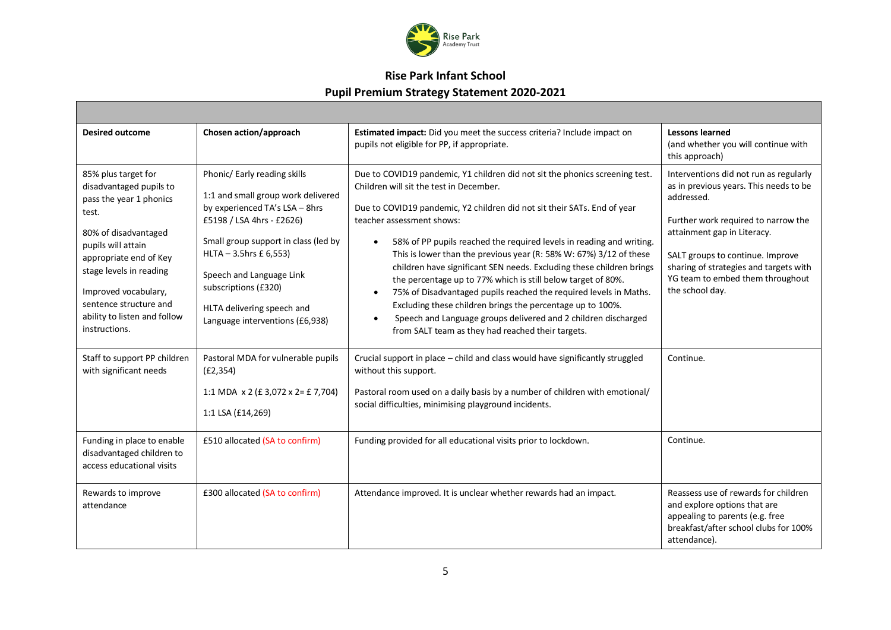# Rise Park Infant School

## Pupil Premium Strategy Statement 2020-2021

| Desired outcome | Chosen action/approach | **Estimated impact:** Did you meet the success criteria? Include impact on pupils not eligible for PP, if appropriate. | **Lessons learned** (and whether you will continue with this approach) |
|---|---|---|---|
| 85% plus target for disadvantaged pupils to pass the year 1 phonics test.<br><br>80% of disadvantaged pupils will attain appropriate end of Key stage levels in reading<br><br>Improved vocabulary, sentence structure and ability to listen and follow instructions. | Phonic/ Early reading skills<br><br>1:1 and small group work delivered by experienced TA's LSA – 8hrs £5198 / LSA 4hrs - £2626)<br><br>Small group support in class (led by HLTA – 3.5hrs £ 6,553)<br><br>Speech and Language Link subscriptions (£320)<br><br>HLTA delivering speech and Language interventions (£6,938) | Due to COVID19 pandemic, Y1 children did not sit the phonics screening test. Children will sit the test in December.<br><br>Due to COVID19 pandemic, Y2 children did not sit their SATs. End of year teacher assessment shows:<br><br>• 58% of PP pupils reached the required levels in reading and writing. This is lower than the previous year (R: 58% W: 67%) 3/12 of these children have significant SEN needs. Excluding these children brings the percentage up to 77% which is still below target of 80%.<br>• 75% of Disadvantaged pupils reached the required levels in Maths. Excluding these children brings the percentage up to 100%.<br>• Speech and Language groups delivered and 2 children discharged from SALT team as they had reached their targets. | Interventions did not run as regularly as in previous years. This needs to be addressed.<br><br>Further work required to narrow the attainment gap in Literacy.<br><br>SALT groups to continue. Improve sharing of strategies and targets with YG team to embed them throughout the school day. |
| Staff to support PP children with significant needs | Pastoral MDA for vulnerable pupils (£2,354)<br><br>1:1 MDA x 2 (£ 3,072 x 2= £ 7,704)<br><br>1:1 LSA (£14,269) | Crucial support in place – child and class would have significantly struggled without this support.<br><br>Pastoral room used on a daily basis by a number of children with emotional/ social difficulties, minimising playground incidents. | Continue. |
| Funding in place to enable disadvantaged children to access educational visits | £510 allocated (SA to confirm) | Funding provided for all educational visits prior to lockdown. | Continue. |
| Rewards to improve attendance | £300 allocated (SA to confirm) | Attendance improved. It is unclear whether rewards had an impact. | Reassess use of rewards for children and explore options that are appealing to parents (e.g. free breakfast/after school clubs for 100% attendance). |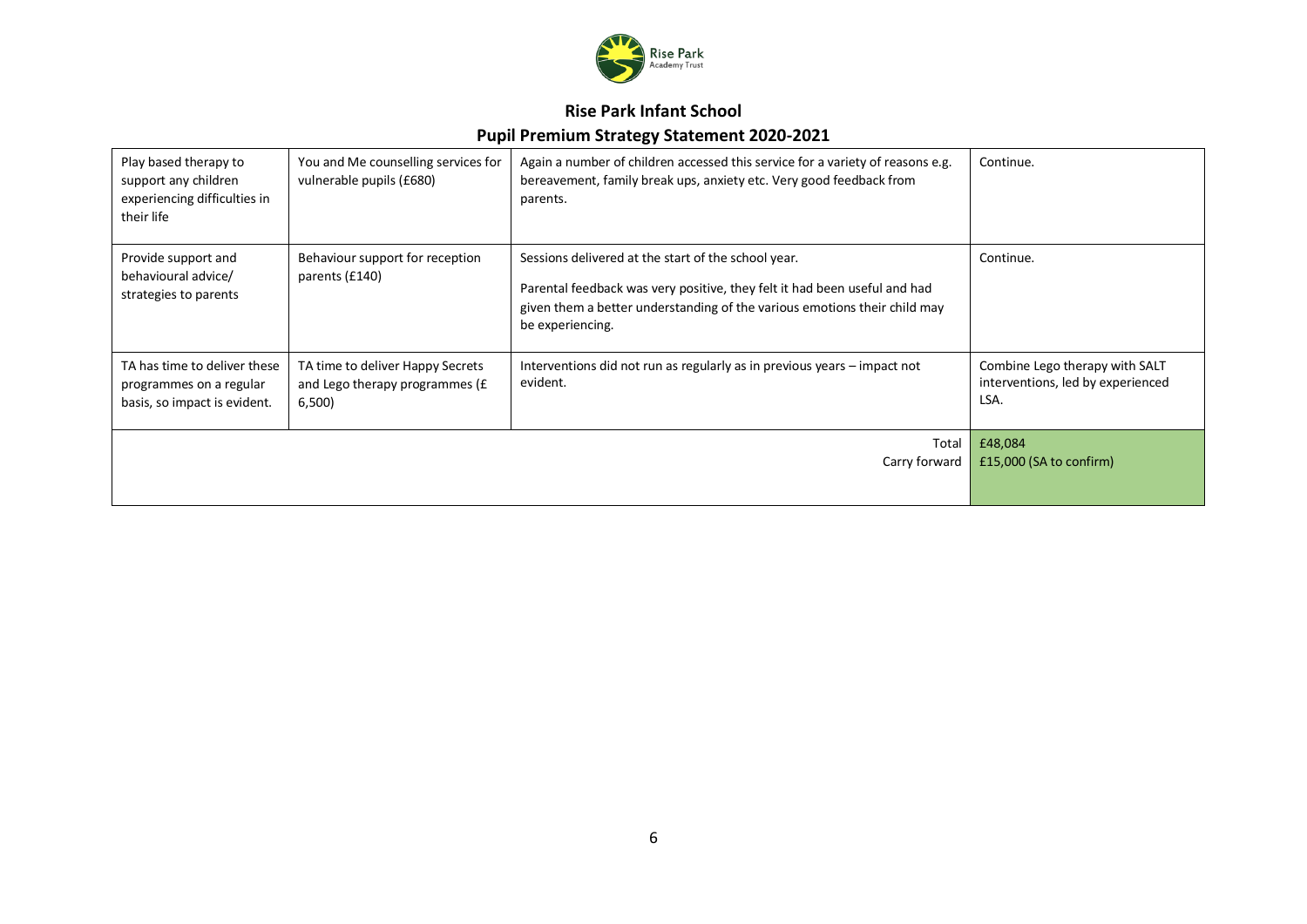## Rise Park Infant School

## Pupil Premium Strategy Statement 2020-2021

| | | | |
|---|---|---|---|
| Play based therapy to support any children experiencing difficulties in their life | You and Me counselling services for vulnerable pupils (£680) | Again a number of children accessed this service for a variety of reasons e.g. bereavement, family break ups, anxiety etc. Very good feedback from parents. | Continue. |
| Provide support and behavioural advice/ strategies to parents | Behaviour support for reception parents (£140) | Sessions delivered at the start of the school year.<br><br>Parental feedback was very positive, they felt it had been useful and had given them a better understanding of the various emotions their child may be experiencing. | Continue. |
| TA has time to deliver these programmes on a regular basis, so impact is evident. | TA time to deliver Happy Secrets and Lego therapy programmes (£ 6,500) | Interventions did not run as regularly as in previous years – impact not evident. | Combine Lego therapy with SALT interventions, led by experienced LSA. |
| | | Total<br>Carry forward | £48,084<br>£15,000 (SA to confirm) |